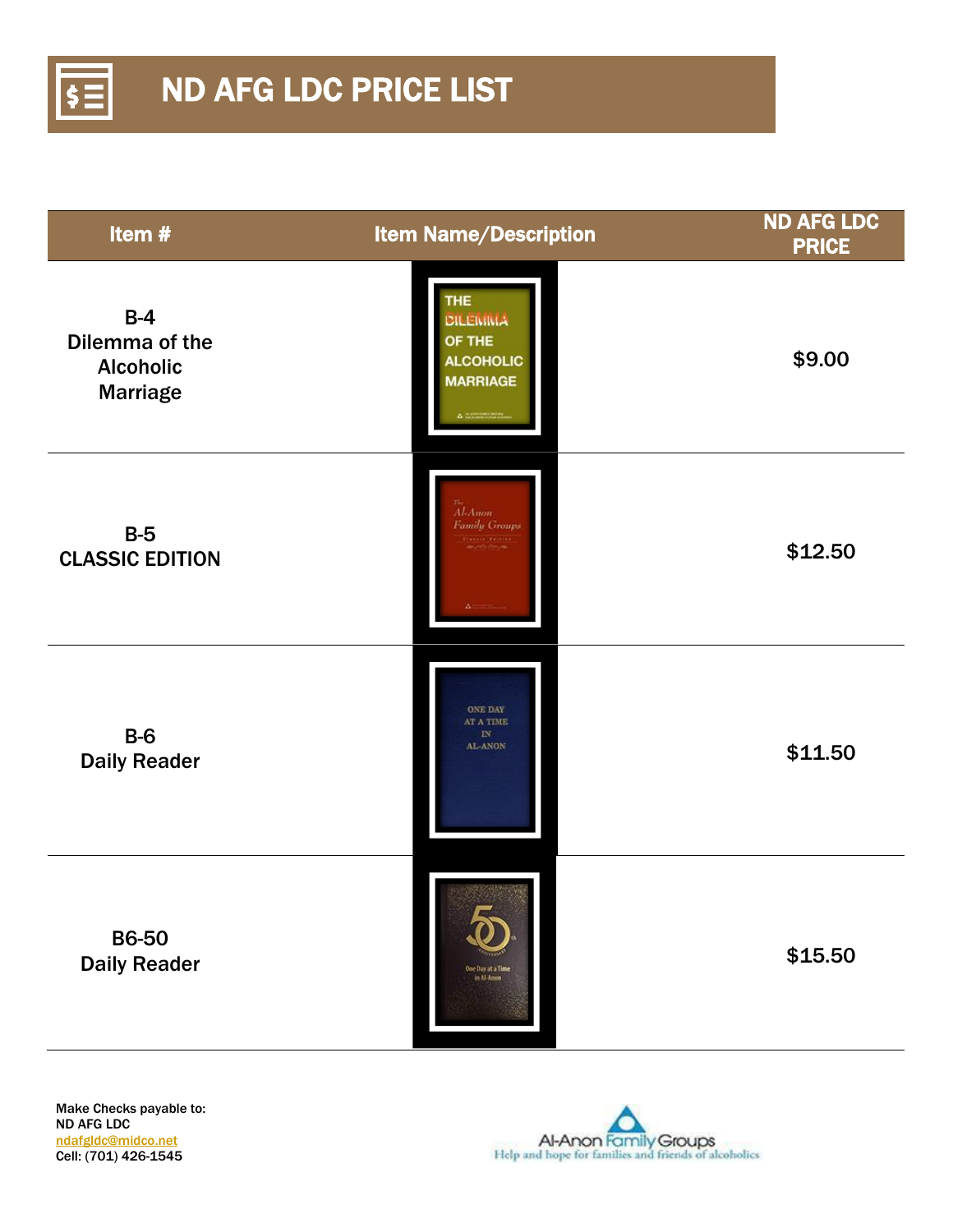# ND AFG LDC PRICE LIST

| Item # | Item Name/Description | ND AFG LDC PRICE |
|---|---|---|
| B-4 Dilemma of the Alcoholic Marriage | | $9.00 |
| B-5 CLASSIC EDITION | | $12.50 |
| B-6 Daily Reader | | $11.50 |
| B6-50 Daily Reader | | $15.50 |

Make Checks payable to:
ND AFG LDC
ndafgldc@midco.net
Cell: (701) 426-1545

Al-Anon Family Groups
Help and hope for families and friends of alcoholics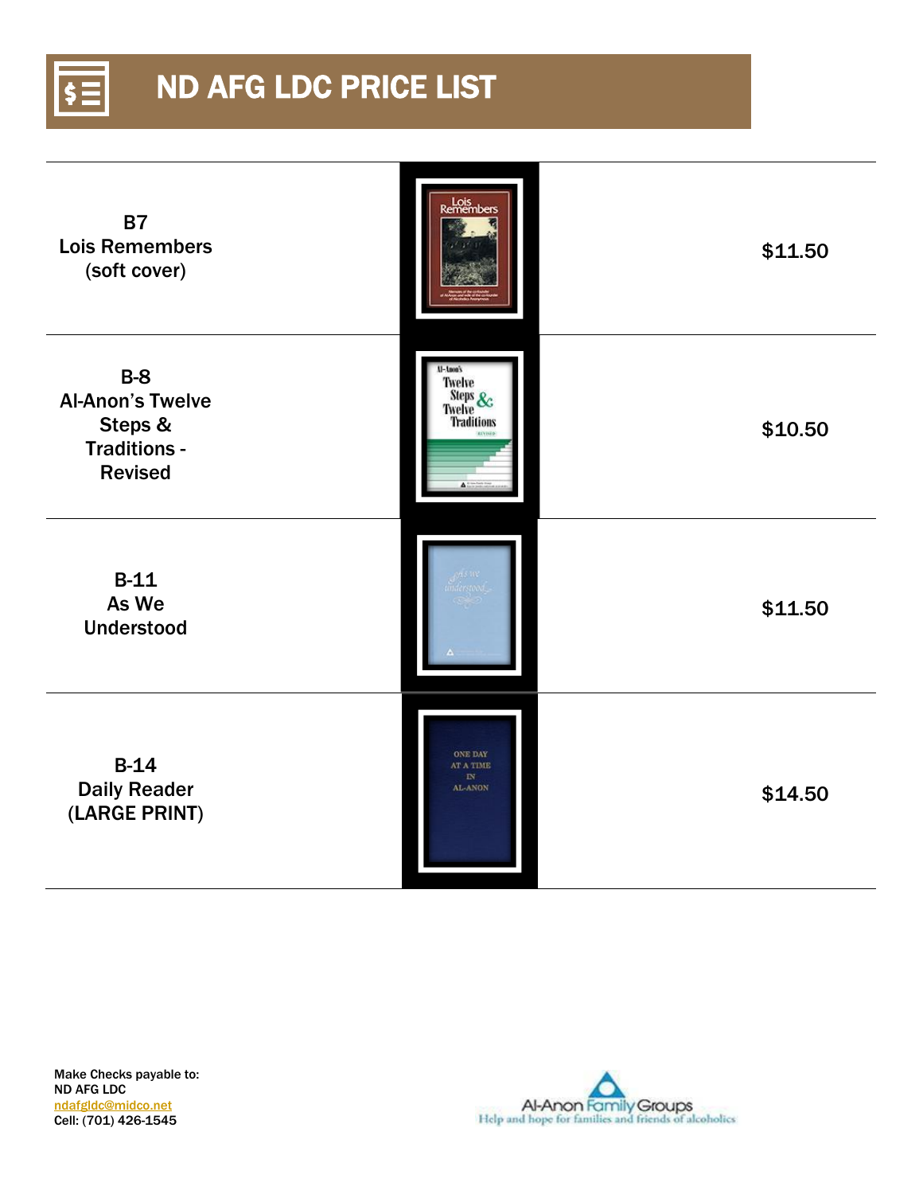# ND AFG LDC PRICE LIST

| | | |
|---|---|---|
| B7<br>Lois Remembers<br>(soft cover) | | $11.50 |
| B-8<br>Al-Anon's Twelve Steps & Traditions - Revised | | $10.50 |
| B-11<br>As We Understood | | $11.50 |
| B-14<br>Daily Reader<br>(LARGE PRINT) | | $14.50 |

Make Checks payable to:
ND AFG LDC
ndafgldc@midco.net
Cell: (701) 426-1545

Al-Anon Family Groups
Help and hope for families and friends of alcoholics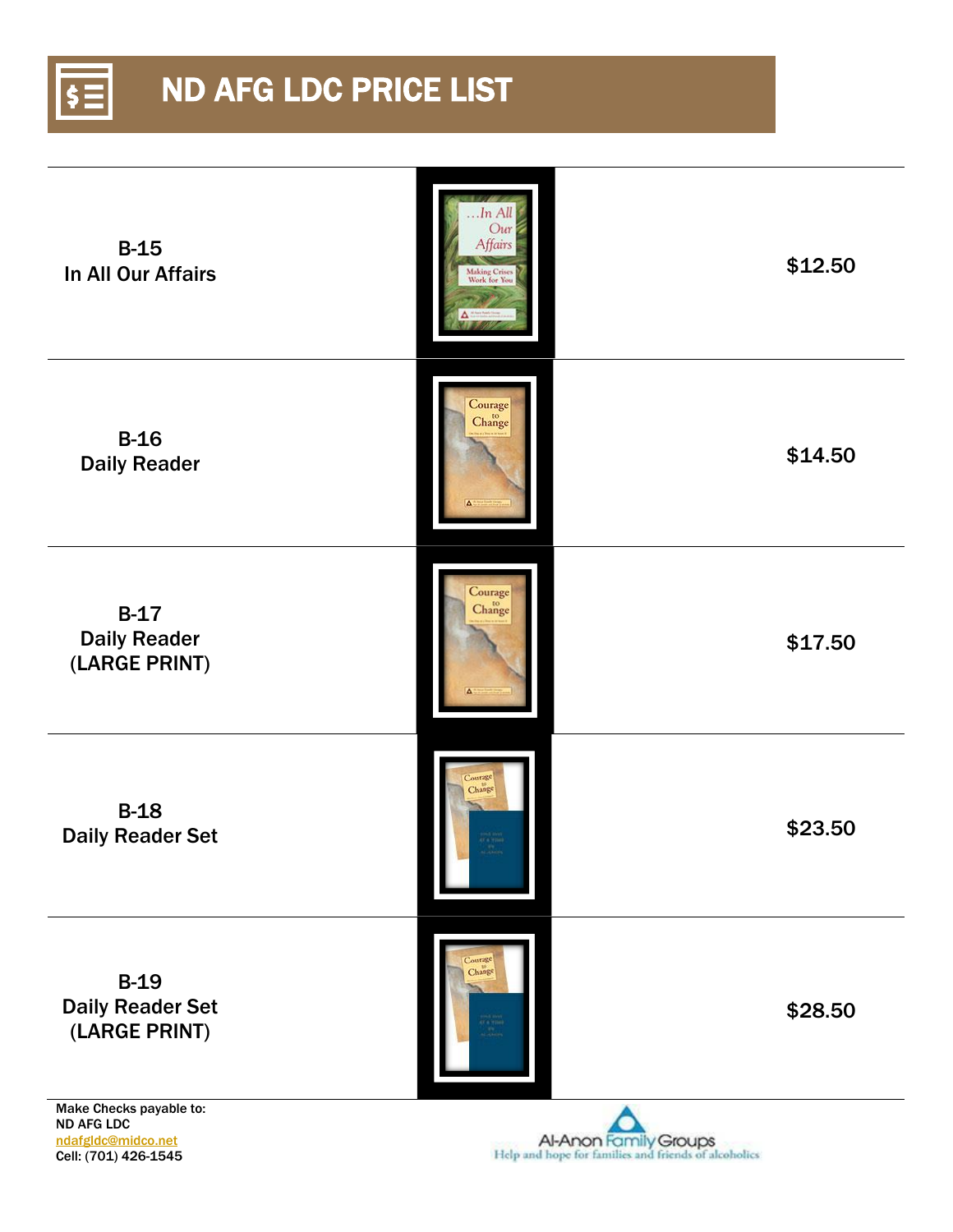# ND AFG LDC PRICE LIST

| | |
|---|---|
| B-15<br>In All Our Affairs | $12.50 |
| B-16<br>Daily Reader | $14.50 |
| B-17<br>Daily Reader<br>(LARGE PRINT) | $17.50 |
| B-18<br>Daily Reader Set | $23.50 |
| B-19<br>Daily Reader Set<br>(LARGE PRINT) | $28.50 |

Make Checks payable to:
ND AFG LDC
ndafgldc@midco.net
Cell: (701) 426-1545

Al-Anon Family Groups
Help and hope for families and friends of alcoholics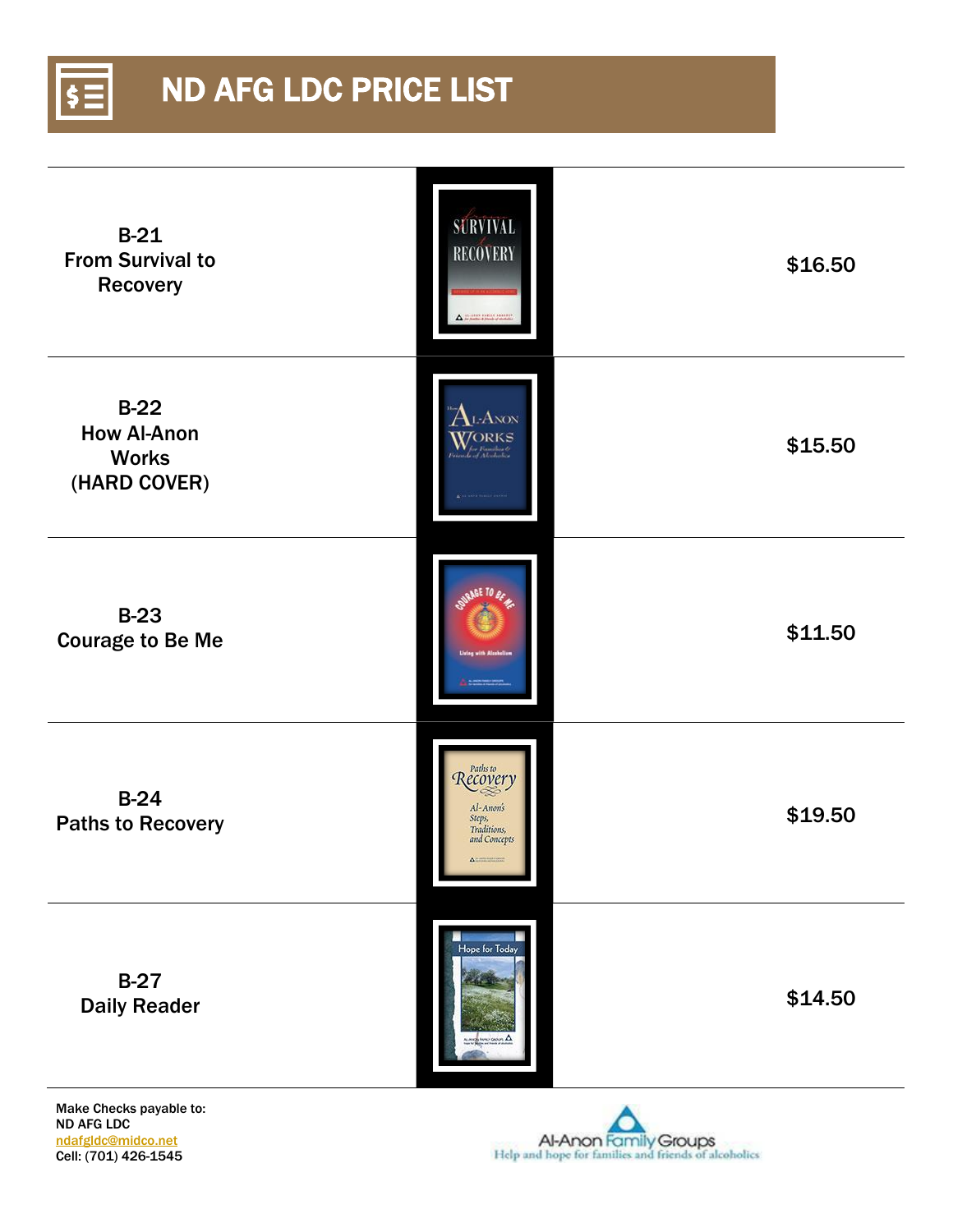# ND AFG LDC PRICE LIST

| | |
|---|---|
| B-21 From Survival to Recovery | $16.50 |
| B-22 How Al-Anon Works (HARD COVER) | $15.50 |
| B-23 Courage to Be Me | $11.50 |
| B-24 Paths to Recovery | $19.50 |
| B-27 Daily Reader | $14.50 |

Make Checks payable to:
ND AFG LDC
ndafgldc@midco.net
Cell: (701) 426-1545

Al-Anon Family Groups
Help and hope for families and friends of alcoholics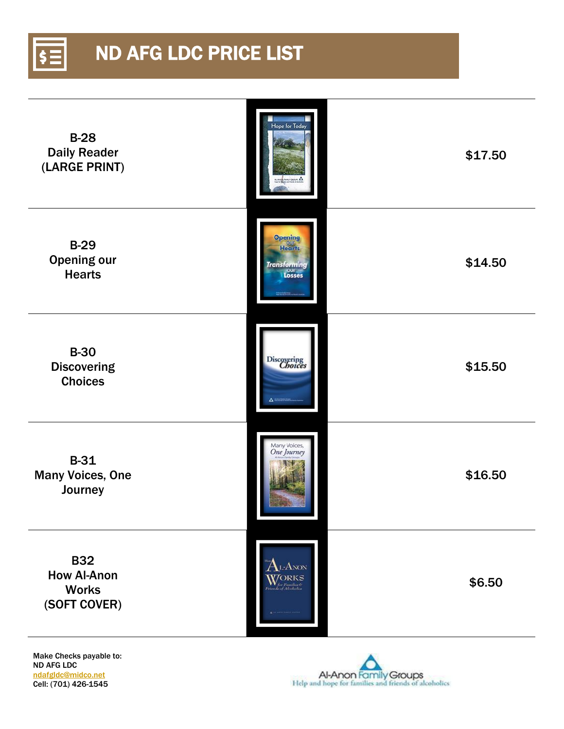# ND AFG LDC PRICE LIST

| Item | Price |
|---|---|
| B-28 Daily Reader (LARGE PRINT) | $17.50 |
| B-29 Opening our Hearts | $14.50 |
| B-30 Discovering Choices | $15.50 |
| B-31 Many Voices, One Journey | $16.50 |
| B32 How Al-Anon Works (SOFT COVER) | $6.50 |

**Make Checks payable to:**
**ND AFG LDC**
ndafgldc@midco.net
**Cell: (701) 426-1545**

Al-Anon Family Groups
Help and hope for families and friends of alcoholics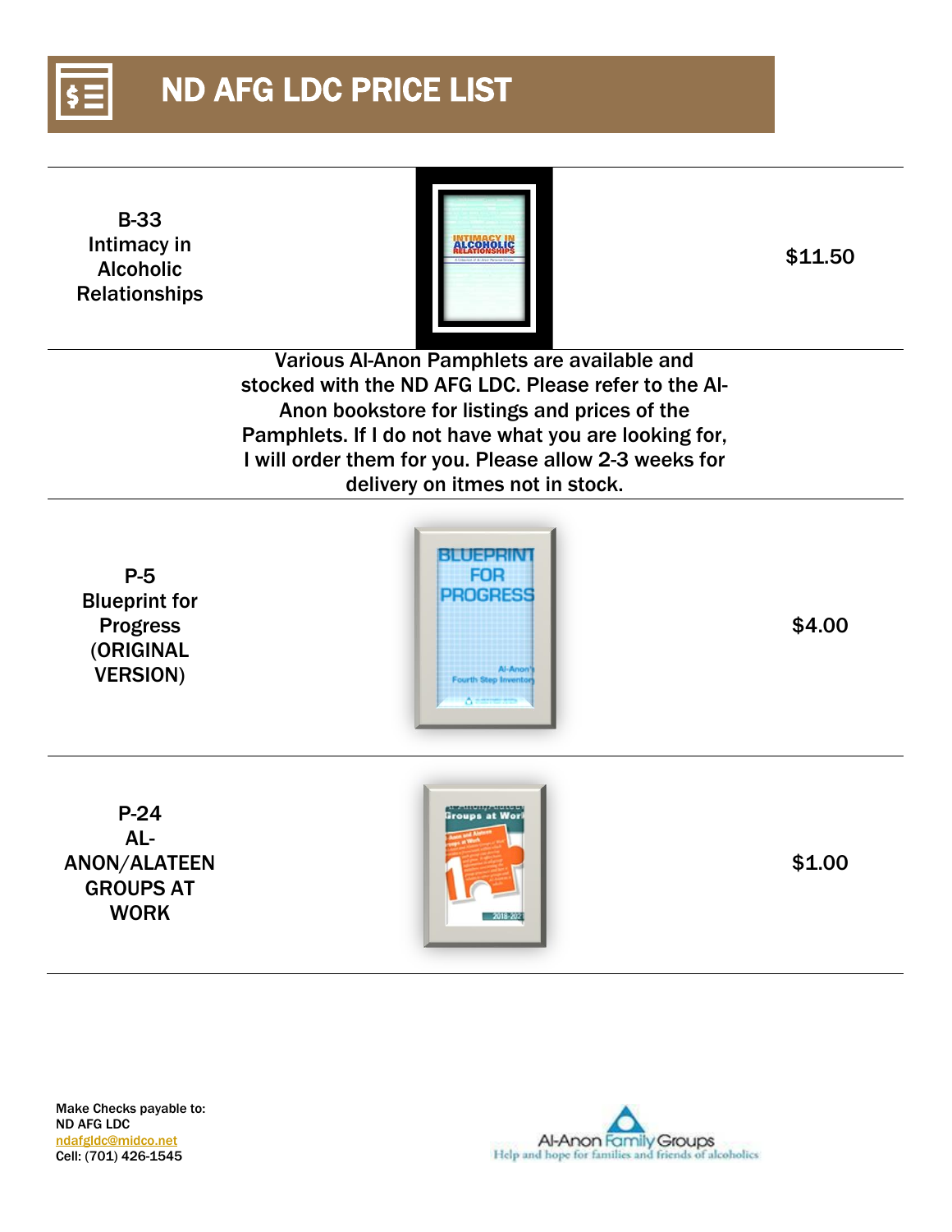# ND AFG LDC PRICE LIST

| | |
|---|---|
| B-33 Intimacy in Alcoholic Relationships | $11.50 |

Various Al-Anon Pamphlets are available and stocked with the ND AFG LDC. Please refer to the Al-Anon bookstore for listings and prices of the Pamphlets. If I do not have what you are looking for, I will order them for you. Please allow 2-3 weeks for delivery on itmes not in stock.

| | |
|---|---|
| P-5 Blueprint for Progress (ORIGINAL VERSION) | $4.00 |
| P-24 AL-ANON/ALATEEN GROUPS AT WORK | $1.00 |

Make Checks payable to:
ND AFG LDC
ndafgldc@midco.net
Cell: (701) 426-1545

Al-Anon Family Groups
Help and hope for families and friends of alcoholics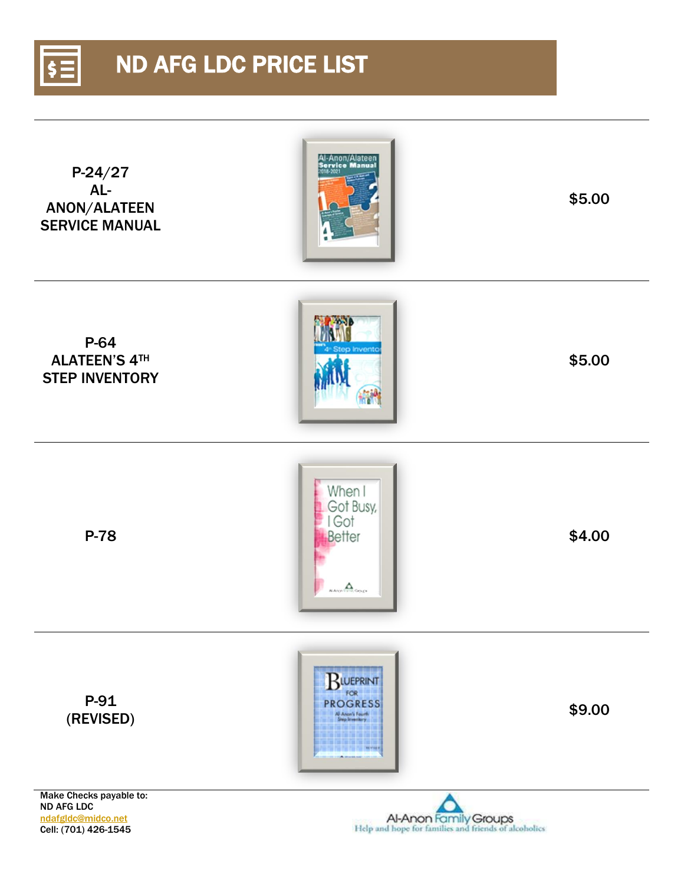# ND AFG LDC PRICE LIST

| | |
|---|---|
| P-24/27 AL-ANON/ALATEEN SERVICE MANUAL | $5.00 |
| P-64 ALATEEN'S 4TH STEP INVENTORY | $5.00 |
| P-78 | $4.00 |
| P-91 (REVISED) | $9.00 |

Make Checks payable to:
ND AFG LDC
ndafgldc@midco.net
Cell: (701) 426-1545

Al-Anon Family Groups
Help and hope for families and friends of alcoholics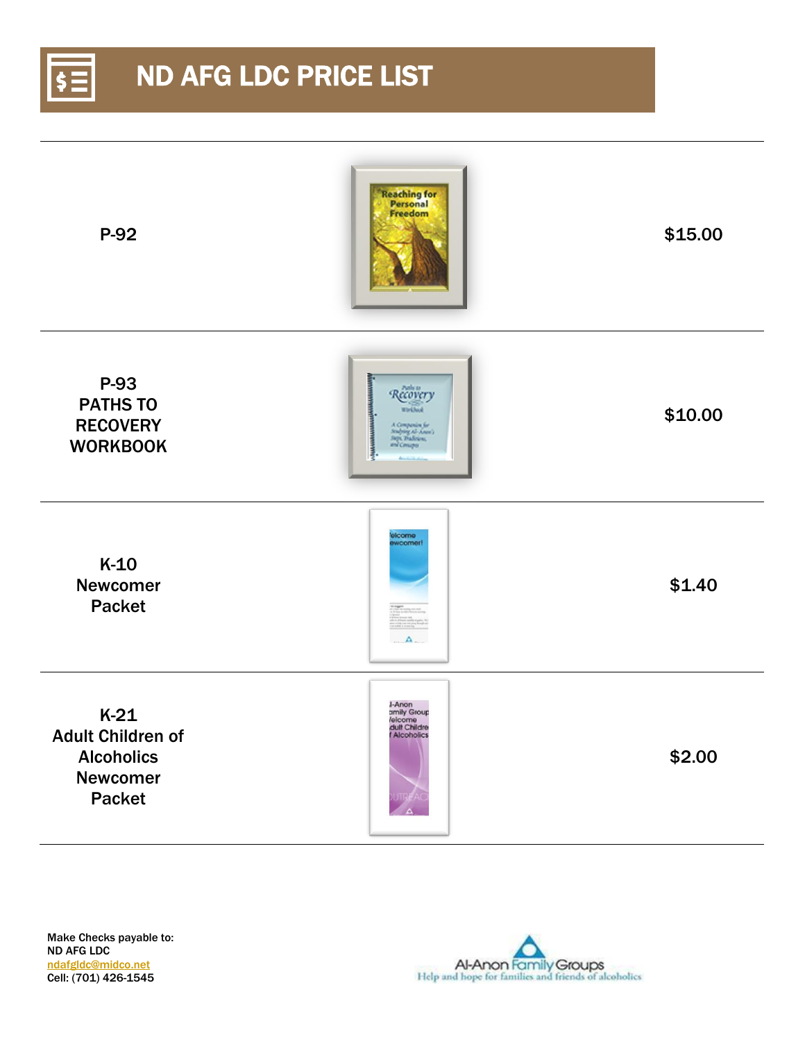# ND AFG LDC PRICE LIST

| Item | Price |
|---|---|
| P-92 | $15.00 |
| P-93 PATHS TO RECOVERY WORKBOOK | $10.00 |
| K-10 Newcomer Packet | $1.40 |
| K-21 Adult Children of Alcoholics Newcomer Packet | $2.00 |

**Make Checks payable to:**
**ND AFG LDC**
ndafgldc@midco.net
**Cell: (701) 426-1545**

Al-Anon Family Groups
Help and hope for families and friends of alcoholics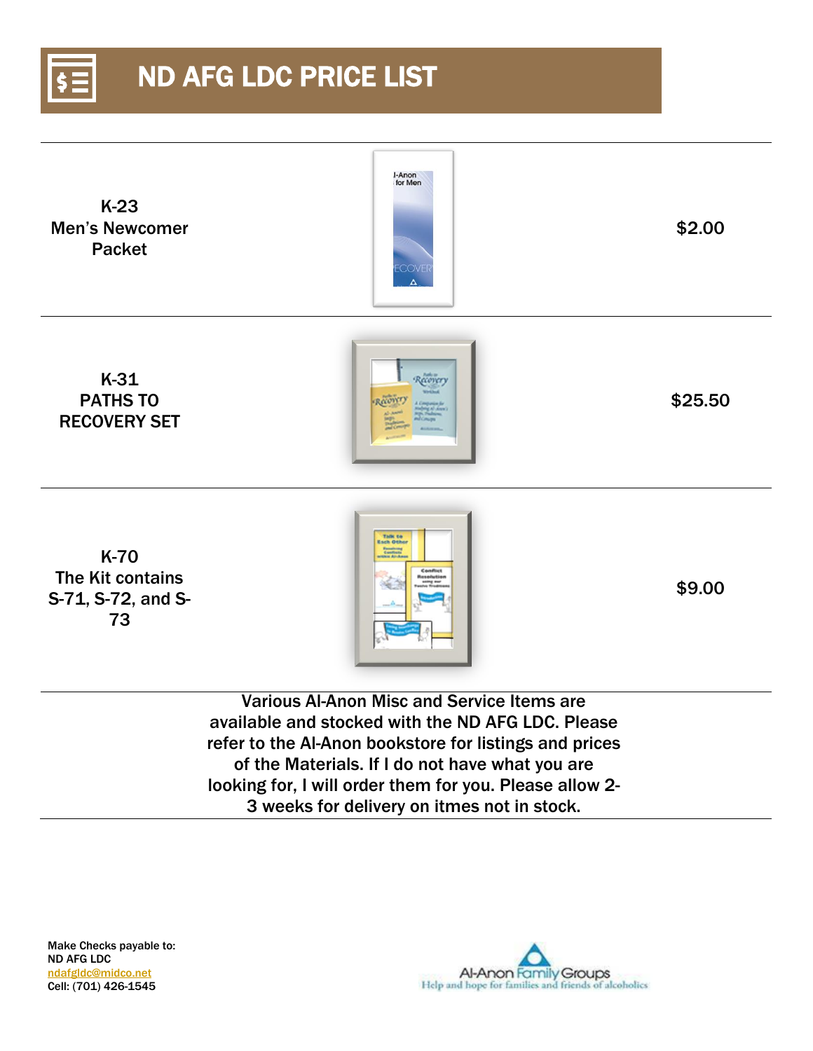# ND AFG LDC PRICE LIST

| | |
|---|---|
| K-23<br>Men's Newcomer Packet | $2.00 |
| K-31<br>PATHS TO RECOVERY SET | $25.50 |
| K-70<br>The Kit contains S-71, S-72, and S-73 | $9.00 |

Various Al-Anon Misc and Service Items are available and stocked with the ND AFG LDC. Please refer to the Al-Anon bookstore for listings and prices of the Materials. If I do not have what you are looking for, I will order them for you. Please allow 2-3 weeks for delivery on itmes not in stock.

Make Checks payable to:
ND AFG LDC
ndafgldc@midco.net
Cell: (701) 426-1545

Al-Anon Family Groups
Help and hope for families and friends of alcoholics